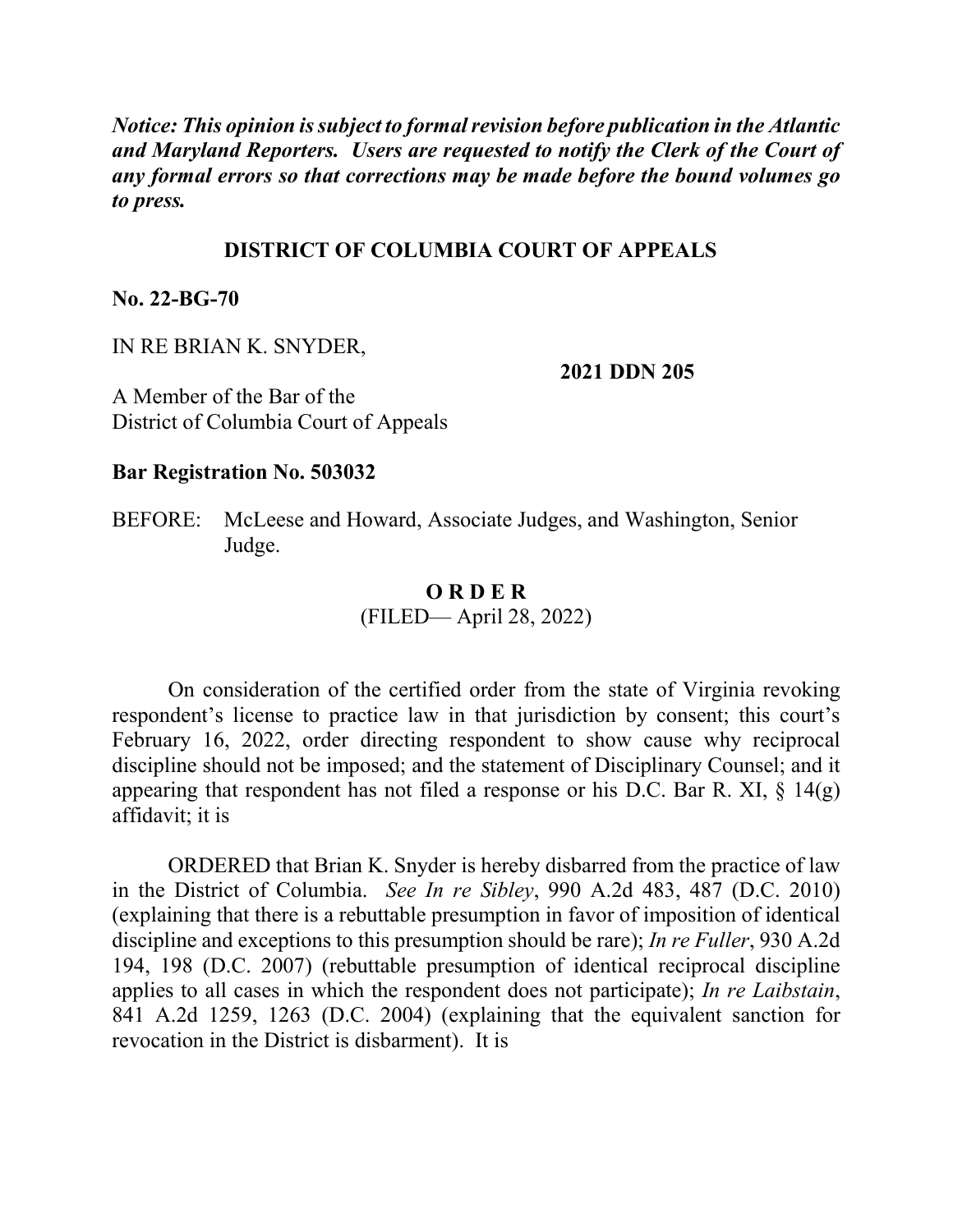***Notice: This opinion is subject to formal revision before publication in the Atlantic and Maryland Reporters. Users are requested to notify the Clerk of the Court of any formal errors so that corrections may be made before the bound volumes go to press.***

**DISTRICT OF COLUMBIA COURT OF APPEALS**

**No. 22-BG-70**

IN RE BRIAN K. SNYDER,

**2021 DDN 205**

A Member of the Bar of the
District of Columbia Court of Appeals

**Bar Registration No. 503032**

BEFORE: McLeese and Howard, Associate Judges, and Washington, Senior Judge.

**O R D E R**

(FILED— April 28, 2022)

On consideration of the certified order from the state of Virginia revoking respondent's license to practice law in that jurisdiction by consent; this court's February 16, 2022, order directing respondent to show cause why reciprocal discipline should not be imposed; and the statement of Disciplinary Counsel; and it appearing that respondent has not filed a response or his D.C. Bar R. XI, § 14(g) affidavit; it is

ORDERED that Brian K. Snyder is hereby disbarred from the practice of law in the District of Columbia. *See In re Sibley*, 990 A.2d 483, 487 (D.C. 2010) (explaining that there is a rebuttable presumption in favor of imposition of identical discipline and exceptions to this presumption should be rare); *In re Fuller*, 930 A.2d 194, 198 (D.C. 2007) (rebuttable presumption of identical reciprocal discipline applies to all cases in which the respondent does not participate); *In re Laibstain*, 841 A.2d 1259, 1263 (D.C. 2004) (explaining that the equivalent sanction for revocation in the District is disbarment). It is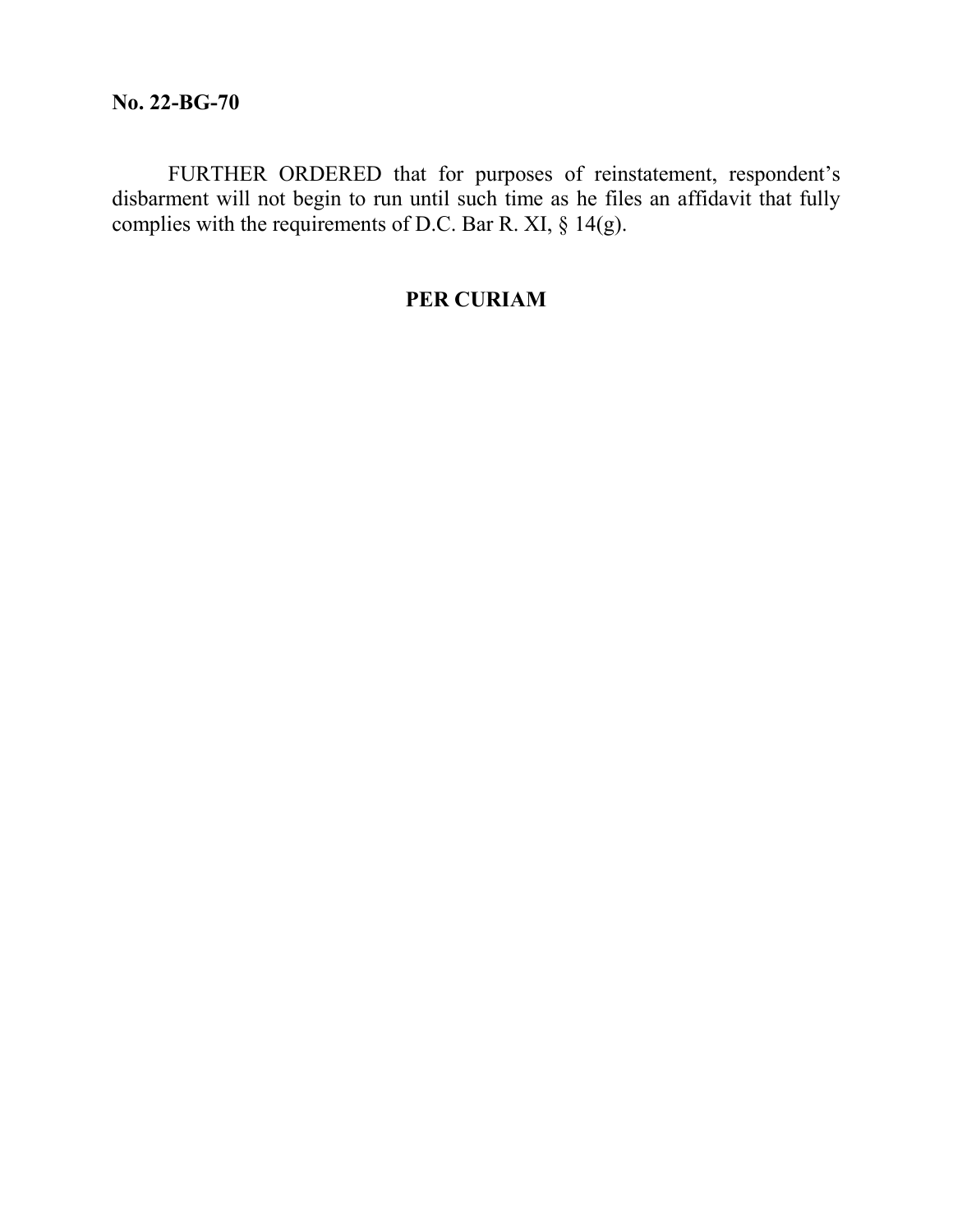**No. 22-BG-70**

FURTHER ORDERED that for purposes of reinstatement, respondent's disbarment will not begin to run until such time as he files an affidavit that fully complies with the requirements of D.C. Bar R. XI, § 14(g).

**PER CURIAM**